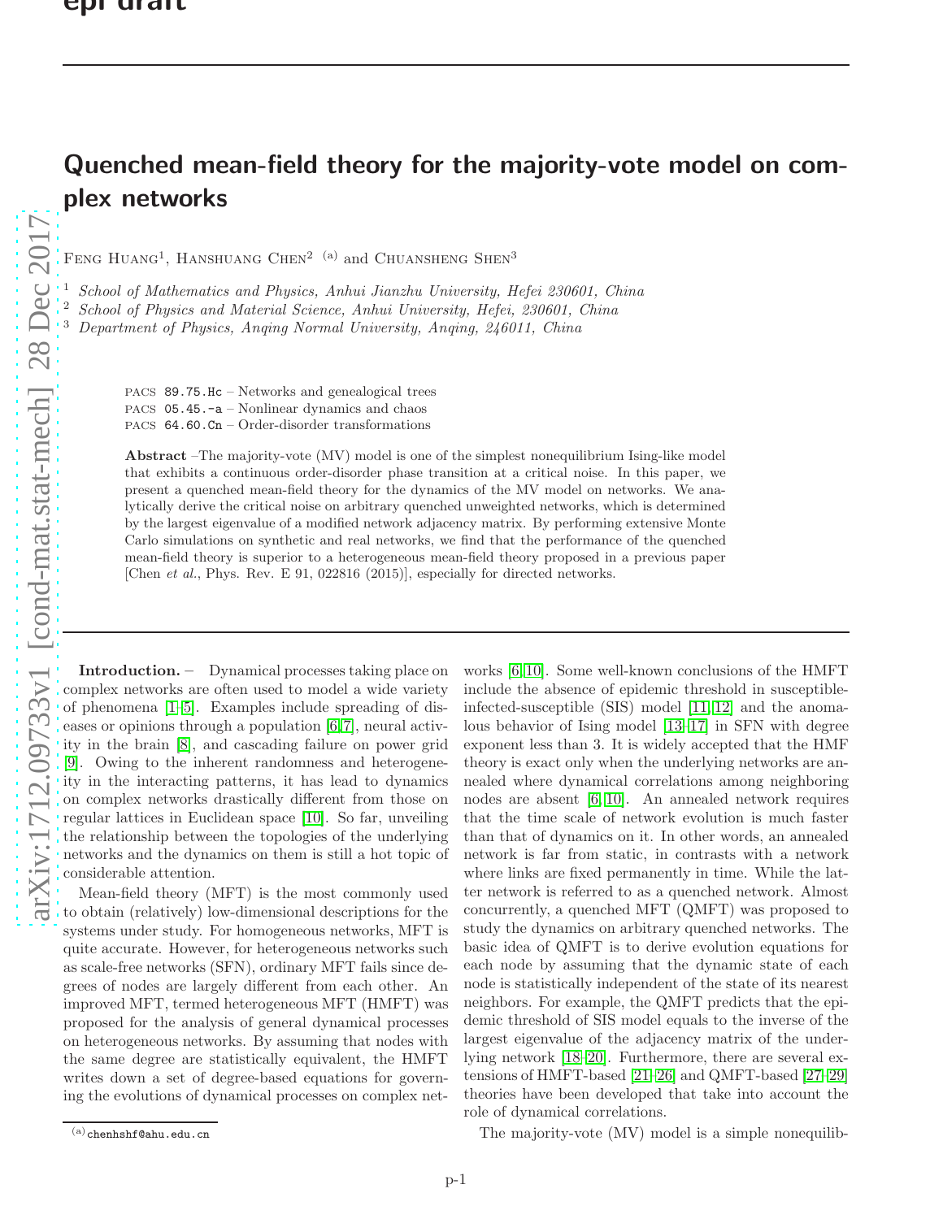# Quenched mean-field theory for the majority-vote model on complex networks

Feng Huang[1], Hanshuang Chen[2] [(a)] and Chuansheng Shen[3]

[1] *School of Mathematics and Physics, Anhui Jianzhu University, Hefei 230601, China*
[2] *School of Physics and Material Science, Anhui University, Hefei, 230601, China*
[3] *Department of Physics, Anqing Normal University, Anqing, 246011, China*

PACS 89.75.Hc – Networks and genealogical trees
PACS 05.45.-a – Nonlinear dynamics and chaos
PACS 64.60.Cn – Order-disorder transformations

**Abstract** –The majority-vote (MV) model is one of the simplest nonequilibrium Ising-like model that exhibits a continuous order-disorder phase transition at a critical noise. In this paper, we present a quenched mean-field theory for the dynamics of the MV model on networks. We analytically derive the critical noise on arbitrary quenched unweighted networks, which is determined by the largest eigenvalue of a modified network adjacency matrix. By performing extensive Monte Carlo simulations on synthetic and real networks, we find that the performance of the quenched mean-field theory is superior to a heterogeneous mean-field theory proposed in a previous paper [Chen *et al.*, Phys. Rev. E 91, 022816 (2015)], especially for directed networks.

**Introduction.** – Dynamical processes taking place on complex networks are often used to model a wide variety of phenomena [1–5]. Examples include spreading of diseases or opinions through a population [6,7], neural activity in the brain [8], and cascading failure on power grid [9]. Owing to the inherent randomness and heterogeneity in the interacting patterns, it has lead to dynamics on complex networks drastically different from those on regular lattices in Euclidean space [10]. So far, unveiling the relationship between the topologies of the underlying networks and the dynamics on them is still a hot topic of considerable attention.

Mean-field theory (MFT) is the most commonly used to obtain (relatively) low-dimensional descriptions for the systems under study. For homogeneous networks, MFT is quite accurate. However, for heterogeneous networks such as scale-free networks (SFN), ordinary MFT fails since degrees of nodes are largely different from each other. An improved MFT, termed heterogeneous MFT (HMFT) was proposed for the analysis of general dynamical processes on heterogeneous networks. By assuming that nodes with the same degree are statistically equivalent, the HMFT writes down a set of degree-based equations for governing the evolutions of dynamical processes on complex networks [6,10]. Some well-known conclusions of the HMFT include the absence of epidemic threshold in susceptible-infected-susceptible (SIS) model [11,12] and the anomalous behavior of Ising model [13–17] in SFN with degree exponent less than 3. It is widely accepted that the HMF theory is exact only when the underlying networks are annealed where dynamical correlations among neighboring nodes are absent [6,10]. An annealed network requires that the time scale of network evolution is much faster than that of dynamics on it. In other words, an annealed network is far from static, in contrasts with a network where links are fixed permanently in time. While the latter network is referred to as a quenched network. Almost concurrently, a quenched MFT (QMFT) was proposed to study the dynamics on arbitrary quenched networks. The basic idea of QMFT is to derive evolution equations for each node by assuming that the dynamic state of each node is statistically independent of the state of its nearest neighbors. For example, the QMFT predicts that the epidemic threshold of SIS model equals to the inverse of the largest eigenvalue of the adjacency matrix of the underlying network [18–20]. Furthermore, there are several extensions of HMFT-based [21–26] and QMFT-based [27–29] theories have been developed that take into account the role of dynamical correlations.

The majority-vote (MV) model is a simple nonequilib-

(a) chenhshf@ahu.edu.cn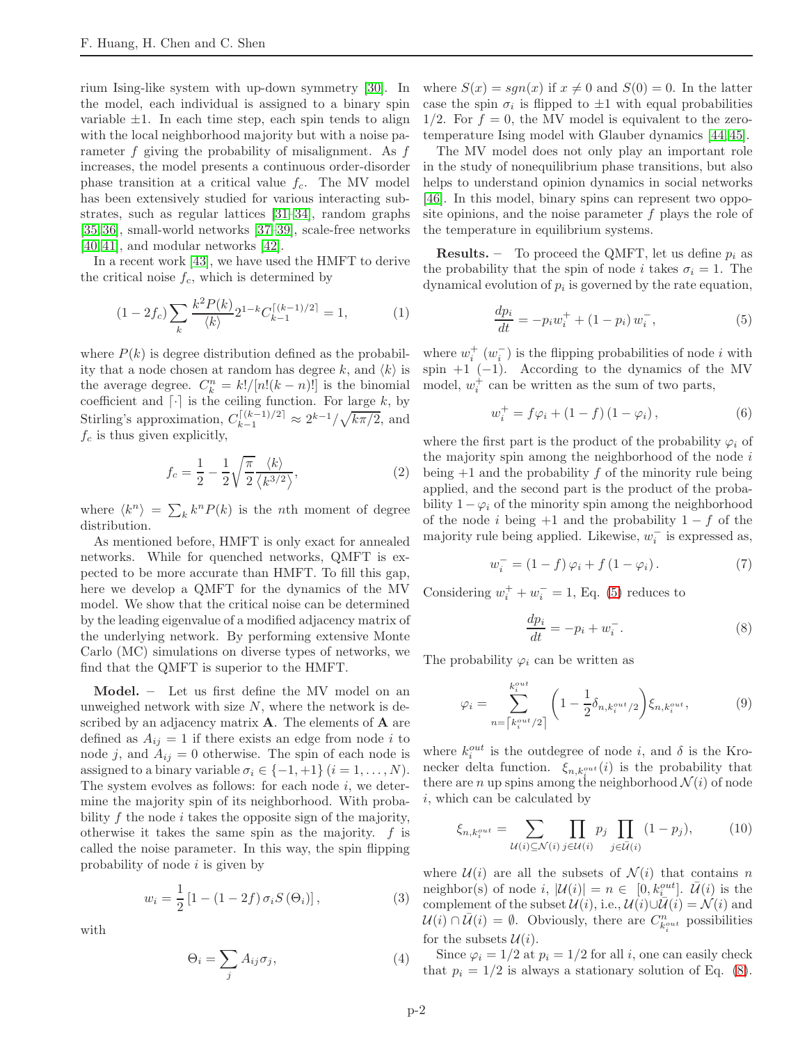rium Ising-like system with up-down symmetry [30]. In the model, each individual is assigned to a binary spin variable $\pm 1$. In each time step, each spin tends to align with the local neighborhood majority but with a noise parameter $f$ giving the probability of misalignment. As $f$ increases, the model presents a continuous order-disorder phase transition at a critical value $f_c$. The MV model has been extensively studied for various interacting substrates, such as regular lattices [31–34], random graphs [35,36], small-world networks [37–39], scale-free networks [40,41], and modular networks [42].

In a recent work [43], we have used the HMFT to derive the critical noise $f_c$, which is determined by

$$(1-2f_c)\sum_k \frac{k^2 P(k)}{\langle k\rangle} 2^{1-k} C_{k-1}^{\lceil (k-1)/2\rceil} = 1, \tag{1}$$

where $P(k)$ is degree distribution defined as the probability that a node chosen at random has degree $k$, and $\langle k\rangle$ is the average degree. $C_k^n = k!/[n!(k-n)!]$ is the binomial coefficient and $\lceil\cdot\rceil$ is the ceiling function. For large $k$, by Stirling's approximation, $C_{k-1}^{\lceil (k-1)/2\rceil} \approx 2^{k-1}/\sqrt{k\pi/2}$, and $f_c$ is thus given explicitly,

$$f_c = \frac{1}{2} - \frac{1}{2}\sqrt{\frac{\pi}{2}}\frac{\langle k\rangle}{\langle k^{3/2}\rangle}, \tag{2}$$

where $\langle k^n\rangle = \sum_k k^n P(k)$ is the $n$th moment of degree distribution.

As mentioned before, HMFT is only exact for annealed networks. While for quenched networks, QMFT is expected to be more accurate than HMFT. To fill this gap, here we develop a QMFT for the dynamics of the MV model. We show that the critical noise can be determined by the leading eigenvalue of a modified adjacency matrix of the underlying network. By performing extensive Monte Carlo (MC) simulations on diverse types of networks, we find that the QMFT is superior to the HMFT.

**Model.** – Let us first define the MV model on an unweighed network with size $N$, where the network is described by an adjacency matrix $\mathbf{A}$. The elements of $\mathbf{A}$ are defined as $A_{ij} = 1$ if there exists an edge from node $i$ to node $j$, and $A_{ij} = 0$ otherwise. The spin of each node is assigned to a binary variable $\sigma_i \in \{-1, +1\}$ $(i = 1, \ldots, N)$. The system evolves as follows: for each node $i$, we determine the majority spin of its neighborhood. With probability $f$ the node $i$ takes the opposite sign of the majority, otherwise it takes the same spin as the majority. $f$ is called the noise parameter. In this way, the spin flipping probability of node $i$ is given by

$$w_i = \frac{1}{2}\left[1 - (1-2f)\,\sigma_i S(\Theta_i)\right], \tag{3}$$

with

$$\Theta_i = \sum_j A_{ij}\sigma_j, \tag{4}$$

where $S(x) = sgn(x)$ if $x \neq 0$ and $S(0) = 0$. In the latter case the spin $\sigma_i$ is flipped to $\pm 1$ with equal probabilities $1/2$. For $f = 0$, the MV model is equivalent to the zero-temperature Ising model with Glauber dynamics [44,45].

The MV model does not only play an important role in the study of nonequilibrium phase transitions, but also helps to understand opinion dynamics in social networks [46]. In this model, binary spins can represent two opposite opinions, and the noise parameter $f$ plays the role of the temperature in equilibrium systems.

**Results.** – To proceed the QMFT, let us define $p_i$ as the probability that the spin of node $i$ takes $\sigma_i = 1$. The dynamical evolution of $p_i$ is governed by the rate equation,

$$\frac{dp_i}{dt} = -p_i w_i^+ + (1-p_i)\, w_i^-, \tag{5}$$

where $w_i^+$ ($w_i^-$) is the flipping probabilities of node $i$ with spin $+1$ ($-1$). According to the dynamics of the MV model, $w_i^+$ can be written as the sum of two parts,

$$w_i^+ = f\varphi_i + (1-f)\,(1-\varphi_i), \tag{6}$$

where the first part is the product of the probability $\varphi_i$ of the majority spin among the neighborhood of the node $i$ being $+1$ and the probability $f$ of the minority rule being applied, and the second part is the product of the probability $1-\varphi_i$ of the minority spin among the neighborhood of the node $i$ being $+1$ and the probability $1-f$ of the majority rule being applied. Likewise, $w_i^-$ is expressed as,

$$w_i^- = (1-f)\,\varphi_i + f\,(1-\varphi_i). \tag{7}$$

Considering $w_i^+ + w_i^- = 1$, Eq. (5) reduces to

$$\frac{dp_i}{dt} = -p_i + w_i^-. \tag{8}$$

The probability $\varphi_i$ can be written as

$$\varphi_i = \sum_{n=\lceil k_i^{out}/2\rceil}^{k_i^{out}} \left(1 - \frac{1}{2}\delta_{n,k_i^{out}/2}\right)\xi_{n,k_i^{out}}, \tag{9}$$

where $k_i^{out}$ is the outdegree of node $i$, and $\delta$ is the Kronecker delta function. $\xi_{n,k_i^{out}}(i)$ is the probability that there are $n$ up spins among the neighborhood $\mathcal{N}(i)$ of node $i$, which can be calculated by

$$\xi_{n,k_i^{out}} = \sum_{\mathcal{U}(i)\subseteq\mathcal{N}(i)} \prod_{j\in\mathcal{U}(i)} p_j \prod_{j\in\bar{\mathcal{U}}(i)} (1-p_j), \tag{10}$$

where $\mathcal{U}(i)$ are all the subsets of $\mathcal{N}(i)$ that contains $n$ neighbor(s) of node $i$, $|\mathcal{U}(i)| = n \in [0, k_i^{out}]$. $\bar{\mathcal{U}}(i)$ is the complement of the subset $\mathcal{U}(i)$, i.e., $\mathcal{U}(i)\cup\bar{\mathcal{U}}(i) = \mathcal{N}(i)$ and $\mathcal{U}(i)\cap\bar{\mathcal{U}}(i) = \emptyset$. Obviously, there are $C_{k_i^{out}}^n$ possibilities for the subsets $\mathcal{U}(i)$.

Since $\varphi_i = 1/2$ at $p_i = 1/2$ for all $i$, one can easily check that $p_i = 1/2$ is always a stationary solution of Eq. (8).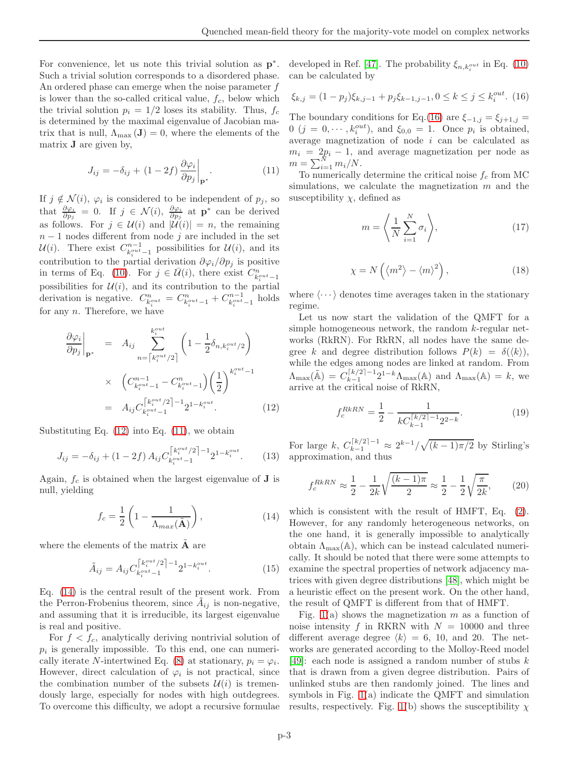For convenience, let us note this trivial solution as $\mathbf{p}^*$. Such a trivial solution corresponds to a disordered phase. An ordered phase can emerge when the noise parameter $f$ is lower than the so-called critical value, $f_c$, below which the trivial solution $p_i = 1/2$ loses its stability. Thus, $f_c$ is determined by the maximal eigenvalue of Jacobian matrix that is null, $\Lambda_{\max}(\mathbf{J}) = 0$, where the elements of the matrix $\mathbf{J}$ are given by,

$$J_{ij} = -\delta_{ij} + (1-2f)\left.\frac{\partial \varphi_i}{\partial p_j}\right|_{\mathbf{p}^*}. \tag{11}$$

If $j \notin \mathcal{N}(i)$, $\varphi_i$ is considered to be independent of $p_j$, so that $\frac{\partial \varphi_i}{\partial p_j} = 0$. If $j \in \mathcal{N}(i)$, $\frac{\partial \varphi_i}{\partial p_j}$ at $\mathbf{p}^*$ can be derived as follows. For $j \in \mathcal{U}(i)$ and $|\mathcal{U}(i)| = n$, the remaining $n-1$ nodes different from node $j$ are included in the set $\mathcal{U}(i)$. There exist $C_{k_i^{out}-1}^{n-1}$ possibilities for $\mathcal{U}(i)$, and its contribution to the partial derivation $\partial\varphi_i/\partial p_j$ is positive in terms of Eq. (10). For $j \in \bar{\mathcal{U}}(i)$, there exist $C_{k_i^{out}-1}^{n}$ possibilities for $\mathcal{U}(i)$, and its contribution to the partial derivation is negative. $C_{k_i^{out}}^{n} = C_{k_i^{out}-1}^{n} + C_{k_i^{out}-1}^{n-1}$ holds for any $n$. Therefore, we have

$$\begin{aligned}
\left.\frac{\partial \varphi_i}{\partial p_j}\right|_{\mathbf{p}^*} &= A_{ij}\sum_{n=\lceil k_i^{out}/2\rceil}^{k_i^{out}}\left(1-\frac{1}{2}\delta_{n,k_i^{out}/2}\right) \\
&\times \left(C_{k_i^{out}-1}^{n-1} - C_{k_i^{out}-1}^{n}\right)\left(\frac{1}{2}\right)^{k_i^{out}-1} \\
&= A_{ij}C_{k_i^{out}-1}^{\lceil k_i^{out}/2\rceil -1}2^{1-k_i^{out}}.
\end{aligned} \tag{12}$$

Substituting Eq. (12) into Eq. (11), we obtain

$$J_{ij} = -\delta_{ij} + (1-2f)\,A_{ij}C_{k_i^{out}-1}^{\lceil k_i^{out}/2\rceil -1}2^{1-k_i^{out}}. \tag{13}$$

Again, $f_c$ is obtained when the largest eigenvalue of $\mathbf{J}$ is null, yielding

$$f_c = \frac{1}{2}\left(1 - \frac{1}{\Lambda_{max}(\tilde{\mathbf{A}})}\right), \tag{14}$$

where the elements of the matrix $\tilde{\mathbf{A}}$ are

$$\tilde{A}_{ij} = A_{ij}C_{k_i^{out}-1}^{\lceil k_i^{out}/2\rceil -1}2^{1-k_i^{out}}. \tag{15}$$

Eq. (14) is the central result of the present work. From the Perron-Frobenius theorem, since $\tilde{A}_{ij}$ is non-negative, and assuming that it is irreducible, its largest eigenvalue is real and positive.

For $f < f_c$, analytically deriving nontrivial solution of $p_i$ is generally impossible. To this end, one can numerically iterate $N$-intertwined Eq. (8) at stationary, $p_i = \varphi_i$. However, direct calculation of $\varphi_i$ is not practical, since the combination number of the subsets $\mathcal{U}(i)$ is tremendously large, especially for nodes with high outdegrees. To overcome this difficulty, we adopt a recursive formulae developed in Ref. [47]. The probability $\xi_{n,k_i^{out}}$ in Eq. (10) can be calculated by

$$\xi_{k,j} = (1-p_j)\xi_{k,j-1} + p_j\xi_{k-1,j-1}, 0 \le k \le j \le k_i^{out}. \tag{16}$$

The boundary conditions for Eq.(16) are $\xi_{-1,j} = \xi_{j+1,j} = 0$ $(j = 0, \cdots, k_i^{out})$, and $\xi_{0,0} = 1$. Once $p_i$ is obtained, average magnetization of node $i$ can be calculated as $m_i = 2p_i - 1$, and average magnetization per node as $m = \sum_{i=1}^{N} m_i/N$.

To numerically determine the critical noise $f_c$ from MC simulations, we calculate the magnetization $m$ and the susceptibility $\chi$, defined as

$$m = \left\langle \frac{1}{N}\sum_{i=1}^{N}\sigma_i \right\rangle, \tag{17}$$

$$\chi = N\left(\langle m^2\rangle - \langle m\rangle^2\right), \tag{18}$$

where $\langle\cdots\rangle$ denotes time averages taken in the stationary regime.

Let us now start the validation of the QMFT for a simple homogeneous network, the random $k$-regular networks (RkRN). For RkRN, all nodes have the same degree $k$ and degree distribution follows $P(k) = \delta(\langle k\rangle)$, while the edges among nodes are linked at random. From $\Lambda_{\max}(\tilde{\mathbb{A}}) = C_{k-1}^{\lceil k/2\rceil -1}2^{1-k}\Lambda_{\max}(\mathbb{A})$ and $\Lambda_{\max}(\mathbb{A}) = k$, we arrive at the critical noise of RkRN,

$$f_c^{RkRN} = \frac{1}{2} - \frac{1}{kC_{k-1}^{\lceil k/2\rceil -1}2^{2-k}}. \tag{19}$$

For large $k$, $C_{k-1}^{\lceil k/2\rceil -1} \approx 2^{k-1}/\sqrt{(k-1)\pi/2}$ by Stirling's approximation, and thus

$$f_c^{RkRN} \approx \frac{1}{2} - \frac{1}{2k}\sqrt{\frac{(k-1)\pi}{2}} \approx \frac{1}{2} - \frac{1}{2}\sqrt{\frac{\pi}{2k}}, \tag{20}$$

which is consistent with the result of HMFT, Eq. (2). However, for any randomly heterogeneous networks, on the one hand, it is generally impossible to analytically obtain $\Lambda_{\max}(\mathbb{A})$, which can be instead calculated numerically. It should be noted that there were some attempts to examine the spectral properties of network adjacency matrices with given degree distributions [48], which might be a heuristic effect on the present work. On the other hand, the result of QMFT is different from that of HMFT.

Fig. 1(a) shows the magnetization $m$ as a function of noise intensity $f$ in RKRN with $N = 10000$ and three different average degree $\langle k\rangle = 6$, 10, and 20. The networks are generated according to the Molloy-Reed model [49]: each node is assigned a random number of stubs $k$ that is drawn from a given degree distribution. Pairs of unlinked stubs are then randomly joined. The lines and symbols in Fig. 1(a) indicate the QMFT and simulation results, respectively. Fig. 1(b) shows the susceptibility $\chi$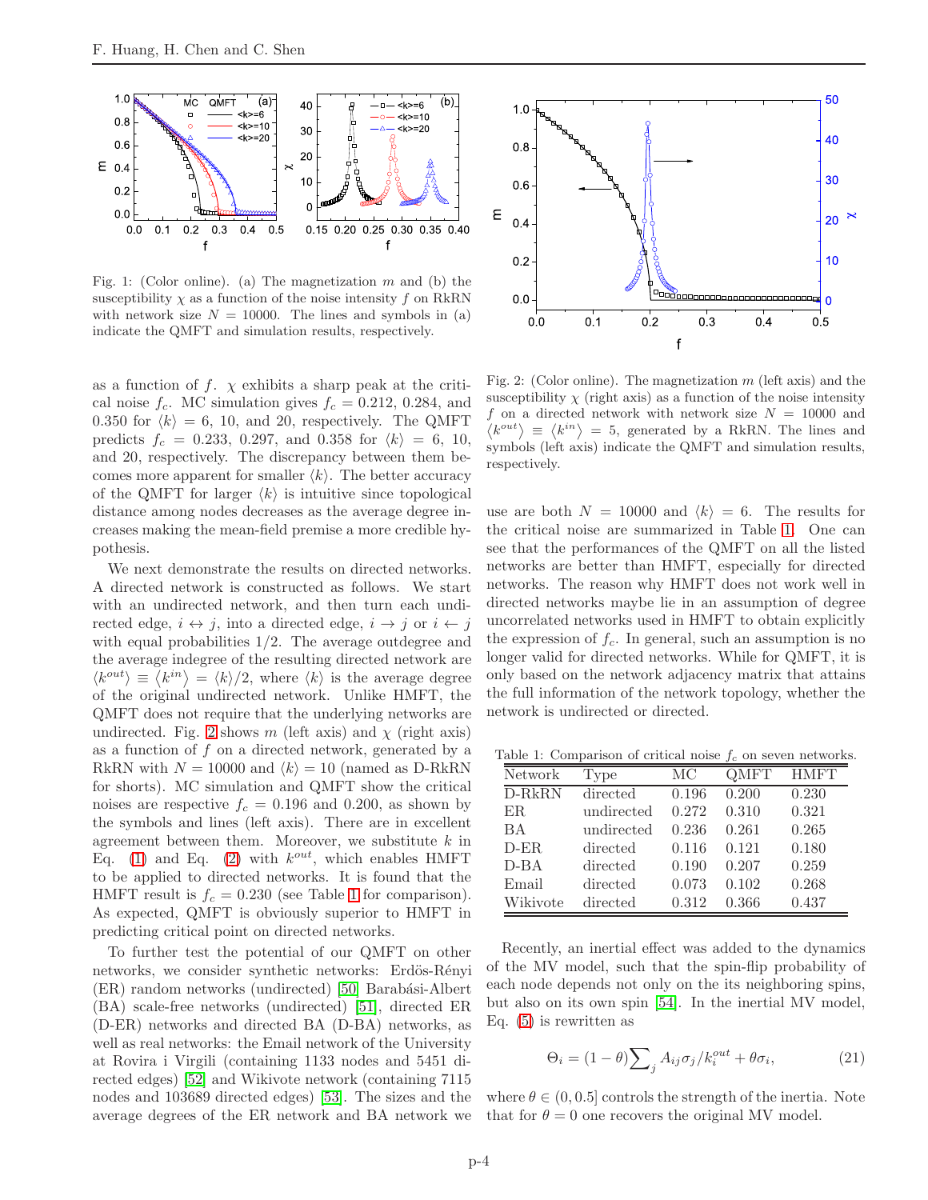Fig. 1: (Color online). (a) The magnetization $m$ and (b) the susceptibility $\chi$ as a function of the noise intensity $f$ on RkRN with network size $N = 10000$. The lines and symbols in (a) indicate the QMFT and simulation results, respectively.

as a function of $f$. $\chi$ exhibits a sharp peak at the critical noise $f_c$. MC simulation gives $f_c = 0.212$, $0.284$, and $0.350$ for $\langle k \rangle = 6$, $10$, and $20$, respectively. The QMFT predicts $f_c = 0.233$, $0.297$, and $0.358$ for $\langle k \rangle = 6$, $10$, and $20$, respectively. The discrepancy between them becomes more apparent for smaller $\langle k \rangle$. The better accuracy of the QMFT for larger $\langle k \rangle$ is intuitive since topological distance among nodes decreases as the average degree increases making the mean-field premise a more credible hypothesis.

We next demonstrate the results on directed networks. A directed network is constructed as follows. We start with an undirected network, and then turn each undirected edge, $i \leftrightarrow j$, into a directed edge, $i \rightarrow j$ or $i \leftarrow j$ with equal probabilities 1/2. The average outdegree and the average indegree of the resulting directed network are $\langle k^{out} \rangle \equiv \langle k^{in} \rangle = \langle k \rangle/2$, where $\langle k \rangle$ is the average degree of the original undirected network. Unlike HMFT, the QMFT does not require that the underlying networks are undirected. Fig. 2 shows $m$ (left axis) and $\chi$ (right axis) as a function of $f$ on a directed network, generated by a RkRN with $N = 10000$ and $\langle k \rangle = 10$ (named as D-RkRN for shorts). MC simulation and QMFT show the critical noises are respective $f_c = 0.196$ and $0.200$, as shown by the symbols and lines (left axis). There are in excellent agreement between them. Moreover, we substitute $k$ in Eq. (1) and Eq. (2) with $k^{out}$, which enables HMFT to be applied to directed networks. It is found that the HMFT result is $f_c = 0.230$ (see Table 1 for comparison). As expected, QMFT is obviously superior to HMFT in predicting critical point on directed networks.

To further test the potential of our QMFT on other networks, we consider synthetic networks: Erdős-Rényi (ER) random networks (undirected) [50] Barabási-Albert (BA) scale-free networks (undirected) [51], directed ER (D-ER) networks and directed BA (D-BA) networks, as well as real networks: the Email network of the University at Rovira i Virgili (containing 1133 nodes and 5451 directed edges) [52] and Wikivote network (containing 7115 nodes and 103689 directed edges) [53]. The sizes and the average degrees of the ER network and BA network we use are both $N = 10000$ and $\langle k \rangle = 6$. The results for the critical noise are summarized in Table 1. One can see that the performances of the QMFT on all the listed networks are better than HMFT, especially for directed networks. The reason why HMFT does not work well in directed networks maybe lie in an assumption of degree uncorrelated networks used in HMFT to obtain explicitly the expression of $f_c$. In general, such an assumption is no longer valid for directed networks. While for QMFT, it is only based on the network adjacency matrix that attains the full information of the network topology, whether the network is undirected or directed.

Fig. 2: (Color online). The magnetization $m$ (left axis) and the susceptibility $\chi$ (right axis) as a function of the noise intensity $f$ on a directed network with network size $N = 10000$ and $\langle k^{out} \rangle \equiv \langle k^{in} \rangle = 5$, generated by a RkRN. The lines and symbols (left axis) indicate the QMFT and simulation results, respectively.

Table 1: Comparison of critical noise $f_c$ on seven networks.

| Network | Type | MC | QMFT | HMFT |
|---|---|---|---|---|
| D-RkRN | directed | 0.196 | 0.200 | 0.230 |
| ER | undirected | 0.272 | 0.310 | 0.321 |
| BA | undirected | 0.236 | 0.261 | 0.265 |
| D-ER | directed | 0.116 | 0.121 | 0.180 |
| D-BA | directed | 0.190 | 0.207 | 0.259 |
| Email | directed | 0.073 | 0.102 | 0.268 |
| Wikivote | directed | 0.312 | 0.366 | 0.437 |

Recently, an inertial effect was added to the dynamics of the MV model, such that the spin-flip probability of each node depends not only on the its neighboring spins, but also on its own spin [54]. In the inertial MV model, Eq. (5) is rewritten as

$$\Theta_i = (1 - \theta) \sum\nolimits_j A_{ij} \sigma_j / k_i^{out} + \theta \sigma_i, \tag{21}$$

where $\theta \in (0, 0.5]$ controls the strength of the inertia. Note that for $\theta = 0$ one recovers the original MV model.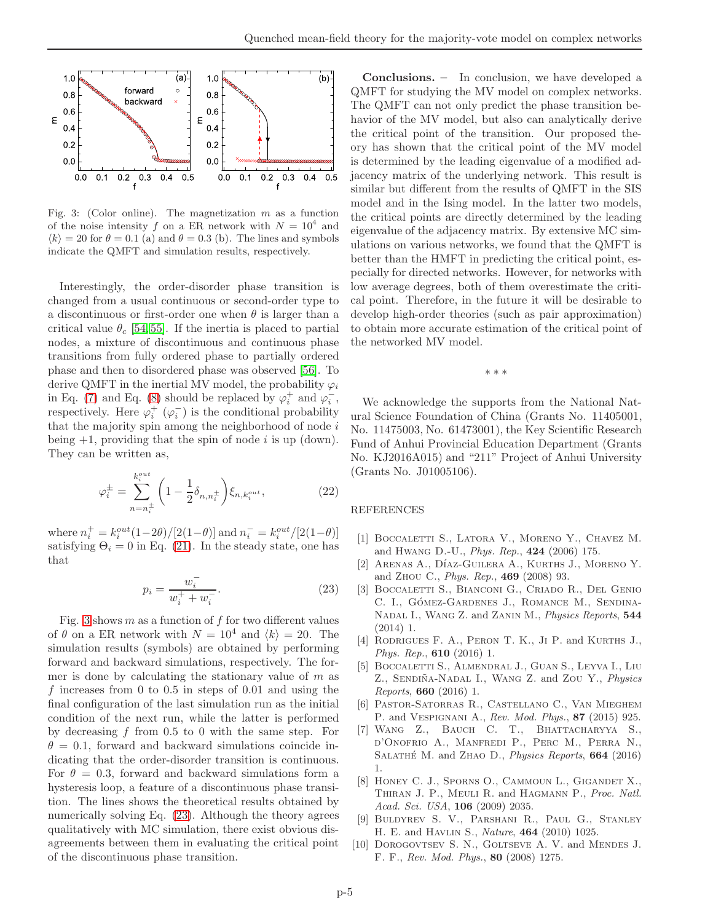Fig. 3: (Color online). The magnetization $m$ as a function of the noise intensity $f$ on a ER network with $N = 10^4$ and $\langle k \rangle = 20$ for $\theta = 0.1$ (a) and $\theta = 0.3$ (b). The lines and symbols indicate the QMFT and simulation results, respectively.

Interestingly, the order-disorder phase transition is changed from a usual continuous or second-order type to a discontinuous or first-order one when $\theta$ is larger than a critical value $\theta_c$ [54,55]. If the inertia is placed to partial nodes, a mixture of discontinuous and continuous phase transitions from fully ordered phase to partially ordered phase and then to disordered phase was observed [56]. To derive QMFT in the inertial MV model, the probability $\varphi_i$ in Eq. (7) and Eq. (8) should be replaced by $\varphi_i^+$ and $\varphi_i^-$, respectively. Here $\varphi_i^+$ ($\varphi_i^-$) is the conditional probability that the majority spin among the neighborhood of node $i$ being +1, providing that the spin of node $i$ is up (down). They can be written as,

$$\varphi_i^{\pm} = \sum_{n=n_i^{\pm}}^{k_i^{out}} \left(1 - \frac{1}{2}\delta_{n,n_i^{\pm}}\right)\xi_{n,k_i^{out}}, \tag{22}$$

where $n_i^+ = k_i^{out}(1-2\theta)/[2(1-\theta)]$ and $n_i^- = k_i^{out}/[2(1-\theta)]$ satisfying $\Theta_i = 0$ in Eq. (21). In the steady state, one has that

$$p_i = \frac{w_i^-}{w_i^+ + w_i^-}. \tag{23}$$

Fig. 3 shows $m$ as a function of $f$ for two different values of $\theta$ on a ER network with $N = 10^4$ and $\langle k \rangle = 20$. The simulation results (symbols) are obtained by performing forward and backward simulations, respectively. The former is done by calculating the stationary value of $m$ as $f$ increases from 0 to 0.5 in steps of 0.01 and using the final configuration of the last simulation run as the initial condition of the next run, while the latter is performed by decreasing $f$ from 0.5 to 0 with the same step. For $\theta = 0.1$, forward and backward simulations coincide indicating that the order-disorder transition is continuous. For $\theta = 0.3$, forward and backward simulations form a hysteresis loop, a feature of a discontinuous phase transition. The lines shows the theoretical results obtained by numerically solving Eq. (23). Although the theory agrees qualitatively with MC simulation, there exist obvious disagreements between them in evaluating the critical point of the discontinuous phase transition.

**Conclusions.** – In conclusion, we have developed a QMFT for studying the MV model on complex networks. The QMFT can not only predict the phase transition behavior of the MV model, but also can analytically derive the critical point of the transition. Our proposed theory has shown that the critical point of the MV model is determined by the leading eigenvalue of a modified adjacency matrix of the underlying network. This result is similar but different from the results of QMFT in the SIS model and in the Ising model. In the latter two models, the critical points are directly determined by the leading eigenvalue of the adjacency matrix. By extensive MC simulations on various networks, we found that the QMFT is better than the HMFT in predicting the critical point, especially for directed networks. However, for networks with low average degrees, both of them overestimate the critical point. Therefore, in the future it will be desirable to develop high-order theories (such as pair approximation) to obtain more accurate estimation of the critical point of the networked MV model.

\* \* \*

We acknowledge the supports from the National Natural Science Foundation of China (Grants No. 11405001, No. 11475003, No. 61473001), the Key Scientific Research Fund of Anhui Provincial Education Department (Grants No. KJ2016A015) and "211" Project of Anhui University (Grants No. J01005106).

REFERENCES

[1] Boccaletti S., Latora V., Moreno Y., Chavez M. and Hwang D.-U., *Phys. Rep.*, **424** (2006) 175.

[2] Arenas A., Díaz-Guilera A., Kurths J., Moreno Y. and Zhou C., *Phys. Rep.*, **469** (2008) 93.

[3] Boccaletti S., Bianconi G., Criado R., Del Genio C. I., Gómez-Gardenes J., Romance M., Sendina-Nadal I., Wang Z. and Zanin M., *Physics Reports*, **544** (2014) 1.

[4] Rodrigues F. A., Peron T. K., Ji P. and Kurths J., *Phys. Rep.*, **610** (2016) 1.

[5] Boccaletti S., Almendral J., Guan S., Leyva I., Liu Z., Sendiña-Nadal I., Wang Z. and Zou Y., *Physics Reports*, **660** (2016) 1.

[6] Pastor-Satorras R., Castellano C., Van Mieghem P. and Vespignani A., *Rev. Mod. Phys.*, **87** (2015) 925.

[7] Wang Z., Bauch C. T., Bhattacharyya S., d'Onofrio A., Manfredi P., Perc M., Perra N., Salathé M. and Zhao D., *Physics Reports*, **664** (2016) 1.

[8] Honey C. J., Sporns O., Cammoun L., Gigandet X., Thiran J. P., Meuli R. and Hagmann P., *Proc. Natl. Acad. Sci. USA*, **106** (2009) 2035.

[9] Buldyrev S. V., Parshani R., Paul G., Stanley H. E. and Havlin S., *Nature*, **464** (2010) 1025.

[10] Dorogovtsev S. N., Goltseve A. V. and Mendes J. F. F., *Rev. Mod. Phys.*, **80** (2008) 1275.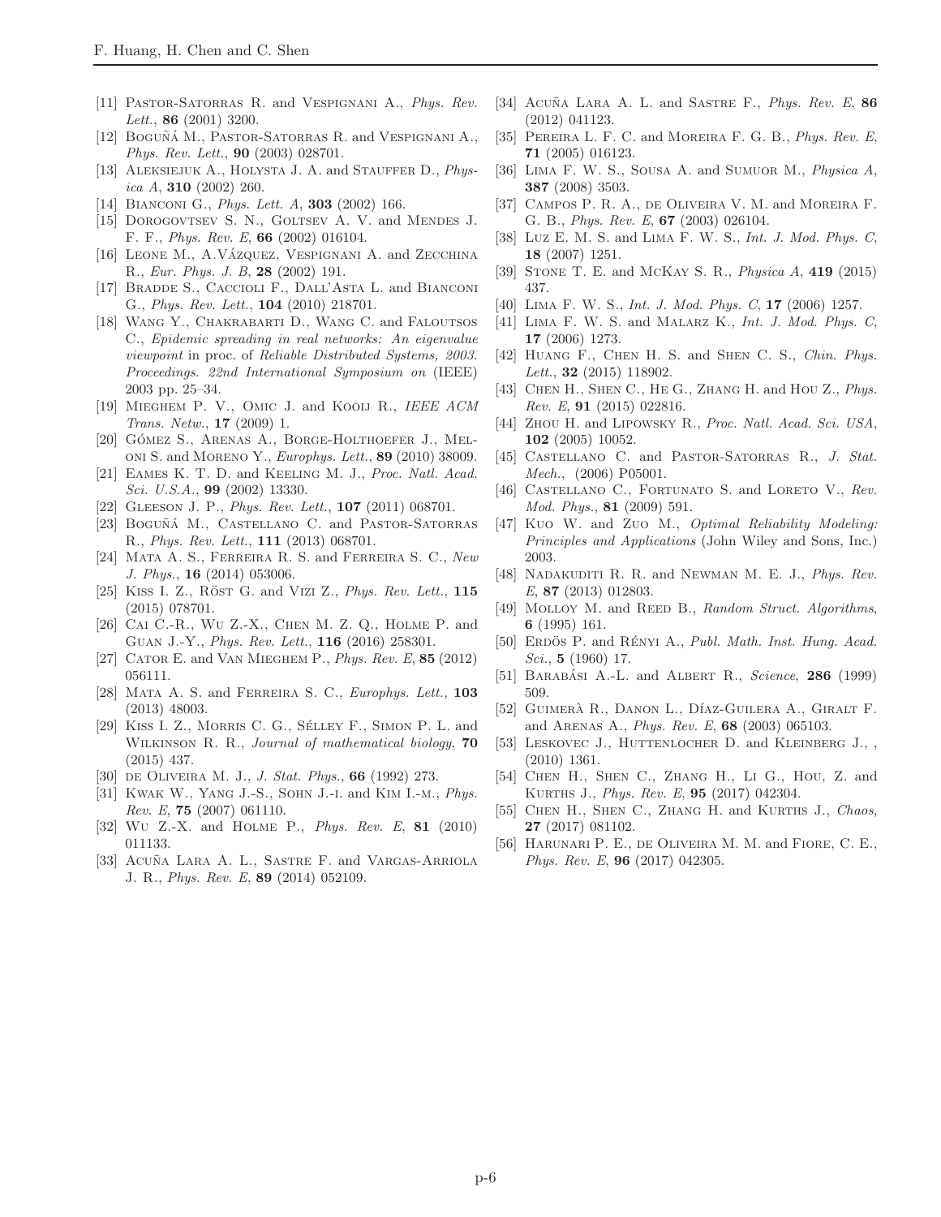- [11] Pastor-Satorras R. and Vespignani A., *Phys. Rev. Lett.*, **86** (2001) 3200.
- [12] Boguñá M., Pastor-Satorras R. and Vespignani A., *Phys. Rev. Lett.*, **90** (2003) 028701.
- [13] Aleksiejuk A., Holysta J. A. and Stauffer D., *Physica A*, **310** (2002) 260.
- [14] Bianconi G., *Phys. Lett. A*, **303** (2002) 166.
- [15] Dorogovtsev S. N., Goltsev A. V. and Mendes J. F. F., *Phys. Rev. E*, **66** (2002) 016104.
- [16] Leone M., A.Vázquez, Vespignani A. and Zecchina R., *Eur. Phys. J. B*, **28** (2002) 191.
- [17] Bradde S., Caccioli F., Dall'Asta L. and Bianconi G., *Phys. Rev. Lett.*, **104** (2010) 218701.
- [18] Wang Y., Chakrabarti D., Wang C. and Faloutsos C., *Epidemic spreading in real networks: An eigenvalue viewpoint* in proc. of *Reliable Distributed Systems, 2003. Proceedings. 22nd International Symposium on* (IEEE) 2003 pp. 25–34.
- [19] Mieghem P. V., Omic J. and Kooij R., *IEEE ACM Trans. Netw.*, **17** (2009) 1.
- [20] Gómez S., Arenas A., Borge-Holthoefer J., Meloni S. and Moreno Y., *Europhys. Lett.*, **89** (2010) 38009.
- [21] Eames K. T. D. and Keeling M. J., *Proc. Natl. Acad. Sci. U.S.A.*, **99** (2002) 13330.
- [22] Gleeson J. P., *Phys. Rev. Lett.*, **107** (2011) 068701.
- [23] Boguñá M., Castellano C. and Pastor-Satorras R., *Phys. Rev. Lett.*, **111** (2013) 068701.
- [24] Mata A. S., Ferreira R. S. and Ferreira S. C., *New J. Phys.*, **16** (2014) 053006.
- [25] Kiss I. Z., Röst G. and Vizi Z., *Phys. Rev. Lett.*, **115** (2015) 078701.
- [26] Cai C.-R., Wu Z.-X., Chen M. Z. Q., Holme P. and Guan J.-Y., *Phys. Rev. Lett.*, **116** (2016) 258301.
- [27] Cator E. and Van Mieghem P., *Phys. Rev. E*, **85** (2012) 056111.
- [28] Mata A. S. and Ferreira S. C., *Europhys. Lett.*, **103** (2013) 48003.
- [29] Kiss I. Z., Morris C. G., Sélley F., Simon P. L. and Wilkinson R. R., *Journal of mathematical biology*, **70** (2015) 437.
- [30] de Oliveira M. J., *J. Stat. Phys.*, **66** (1992) 273.
- [31] Kwak W., Yang J.-S., Sohn J.-i. and Kim I.-m., *Phys. Rev. E*, **75** (2007) 061110.
- [32] Wu Z.-X. and Holme P., *Phys. Rev. E*, **81** (2010) 011133.
- [33] Acuña Lara A. L., Sastre F. and Vargas-Arriola J. R., *Phys. Rev. E*, **89** (2014) 052109.
- [34] Acuña Lara A. L. and Sastre F., *Phys. Rev. E*, **86** (2012) 041123.
- [35] Pereira L. F. C. and Moreira F. G. B., *Phys. Rev. E*, **71** (2005) 016123.
- [36] Lima F. W. S., Sousa A. and Sumuor M., *Physica A*, **387** (2008) 3503.
- [37] Campos P. R. A., de Oliveira V. M. and Moreira F. G. B., *Phys. Rev. E*, **67** (2003) 026104.
- [38] Luz E. M. S. and Lima F. W. S., *Int. J. Mod. Phys. C*, **18** (2007) 1251.
- [39] Stone T. E. and McKay S. R., *Physica A*, **419** (2015) 437.
- [40] Lima F. W. S., *Int. J. Mod. Phys. C*, **17** (2006) 1257.
- [41] Lima F. W. S. and Malarz K., *Int. J. Mod. Phys. C*, **17** (2006) 1273.
- [42] Huang F., Chen H. S. and Shen C. S., *Chin. Phys. Lett.*, **32** (2015) 118902.
- [43] Chen H., Shen C., He G., Zhang H. and Hou Z., *Phys. Rev. E*, **91** (2015) 022816.
- [44] Zhou H. and Lipowsky R., *Proc. Natl. Acad. Sci. USA*, **102** (2005) 10052.
- [45] Castellano C. and Pastor-Satorras R., *J. Stat. Mech.*, (2006) P05001.
- [46] Castellano C., Fortunato S. and Loreto V., *Rev. Mod. Phys.*, **81** (2009) 591.
- [47] Kuo W. and Zuo M., *Optimal Reliability Modeling: Principles and Applications* (John Wiley and Sons, Inc.) 2003.
- [48] Nadakuditi R. R. and Newman M. E. J., *Phys. Rev. E*, **87** (2013) 012803.
- [49] Molloy M. and Reed B., *Random Struct. Algorithms*, **6** (1995) 161.
- [50] Erdös P. and Rényi A., *Publ. Math. Inst. Hung. Acad. Sci.*, **5** (1960) 17.
- [51] Barabási A.-L. and Albert R., *Science*, **286** (1999) 509.
- [52] Guimerà R., Danon L., Díaz-Guilera A., Giralt F. and Arenas A., *Phys. Rev. E*, **68** (2003) 065103.
- [53] Leskovec J., Huttenlocher D. and Kleinberg J., , (2010) 1361.
- [54] Chen H., Shen C., Zhang H., Li G., Hou, Z. and Kurths J., *Phys. Rev. E*, **95** (2017) 042304.
- [55] Chen H., Shen C., Zhang H. and Kurths J., *Chaos*, **27** (2017) 081102.
- [56] Harunari P. E., de Oliveira M. M. and Fiore, C. E., *Phys. Rev. E*, **96** (2017) 042305.